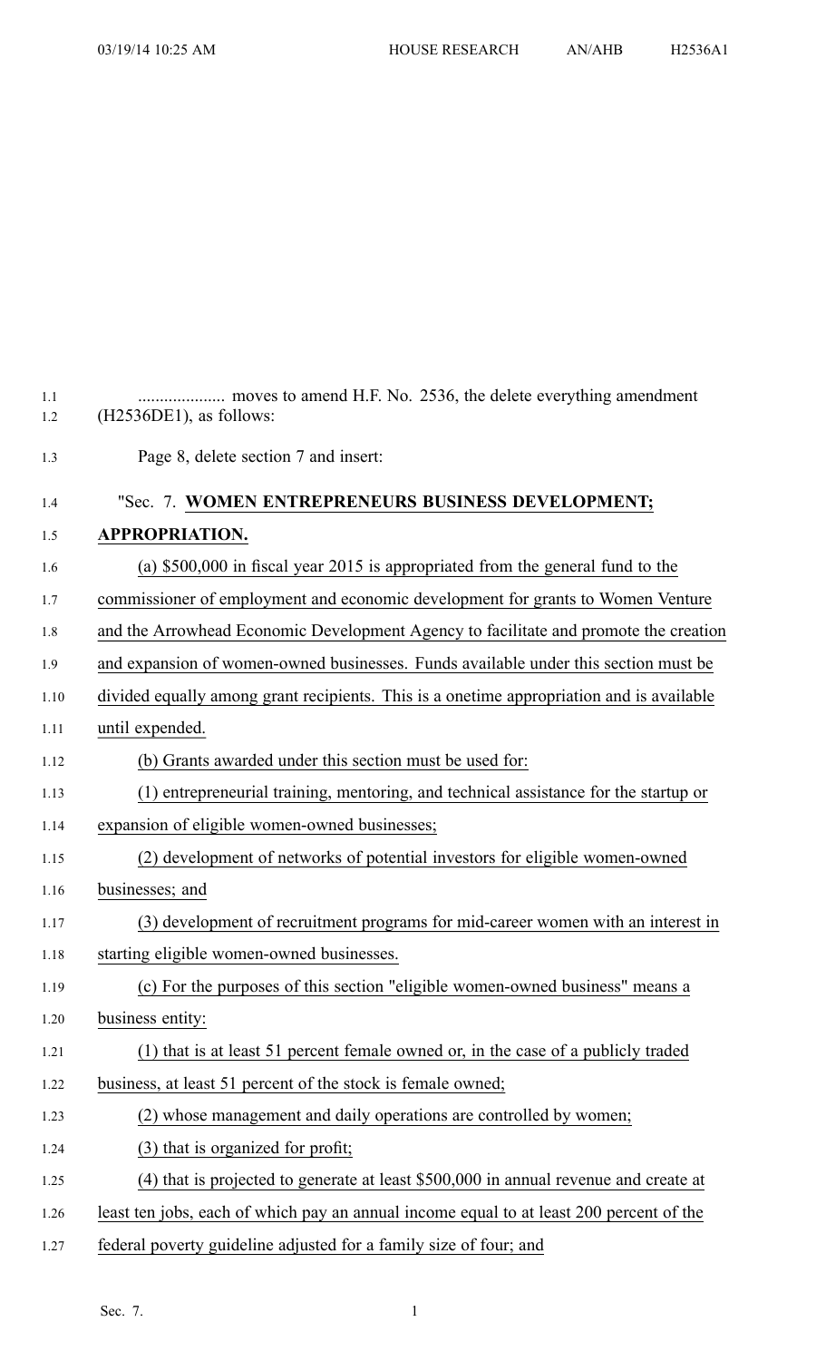.................... moves to amend H.F. No. 2536, the delete everything amendment (H2536DE1), as follows:

Page 8, delete section 7 and insert:

"Sec. 7. **WOMEN ENTREPRENEURS BUSINESS DEVELOPMENT; APPROPRIATION.**

(a) $500,000 in fiscal year 2015 is appropriated from the general fund to the commissioner of employment and economic development for grants to Women Venture and the Arrowhead Economic Development Agency to facilitate and promote the creation and expansion of women-owned businesses. Funds available under this section must be divided equally among grant recipients. This is a onetime appropriation and is available until expended.

(b) Grants awarded under this section must be used for:

(1) entrepreneurial training, mentoring, and technical assistance for the startup or expansion of eligible women-owned businesses;

(2) development of networks of potential investors for eligible women-owned businesses; and

(3) development of recruitment programs for mid-career women with an interest in starting eligible women-owned businesses.

(c) For the purposes of this section "eligible women-owned business" means a business entity:

(1) that is at least 51 percent female owned or, in the case of a publicly traded business, at least 51 percent of the stock is female owned;

(2) whose management and daily operations are controlled by women;

(3) that is organized for profit;

(4) that is projected to generate at least $500,000 in annual revenue and create at least ten jobs, each of which pay an annual income equal to at least 200 percent of the federal poverty guideline adjusted for a family size of four; and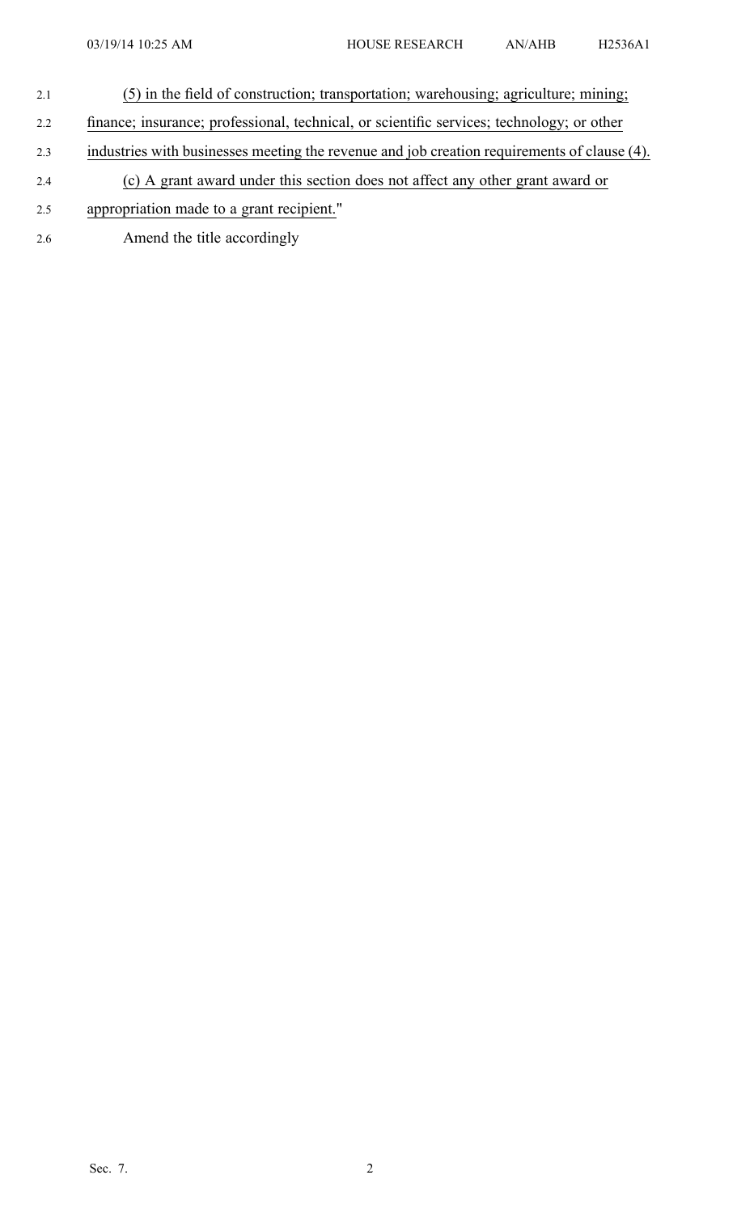(5) in the field of construction; transportation; warehousing; agriculture; mining; finance; insurance; professional, technical, or scientific services; technology; or other industries with businesses meeting the revenue and job creation requirements of clause (4).

(c) A grant award under this section does not affect any other grant award or appropriation made to a grant recipient."

Amend the title accordingly